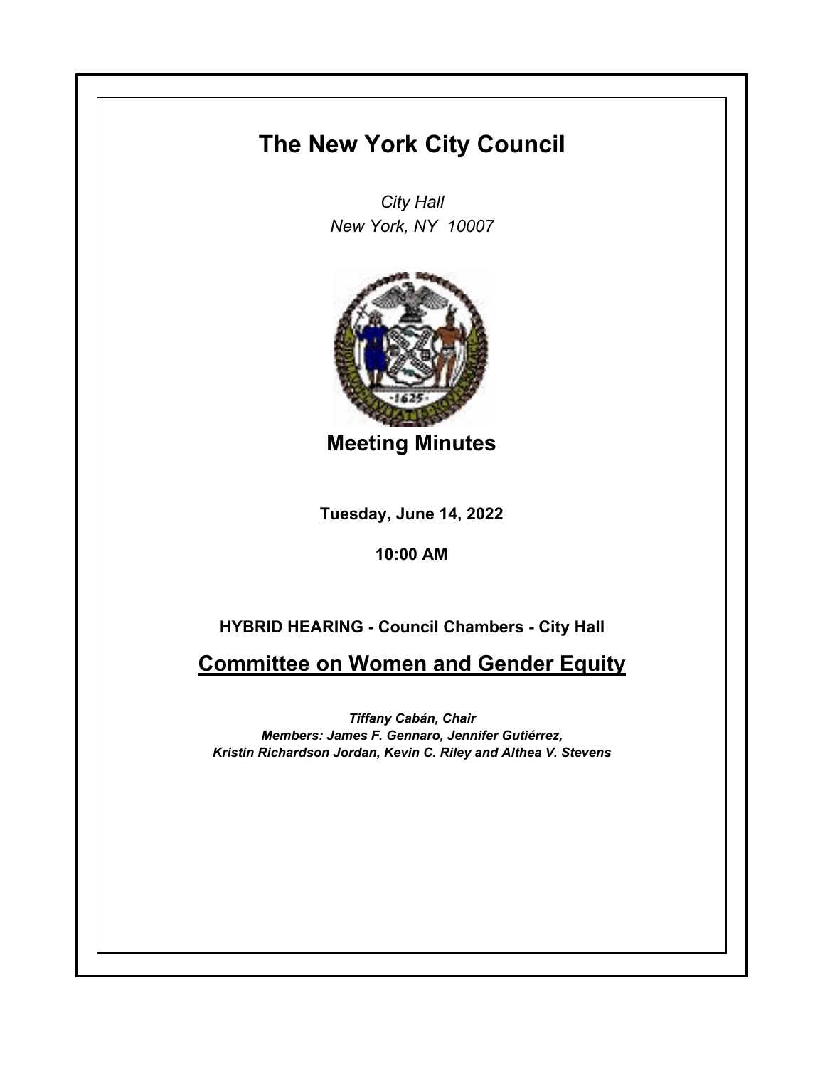# The New York City Council

*City Hall*
*New York, NY 10007*

## Meeting Minutes

**Tuesday, June 14, 2022**

**10:00 AM**

**HYBRID HEARING - Council Chambers - City Hall**

## Committee on Women and Gender Equity

***Tiffany Cabán, Chair***
***Members: James F. Gennaro, Jennifer Gutiérrez,***
***Kristin Richardson Jordan, Kevin C. Riley and Althea V. Stevens***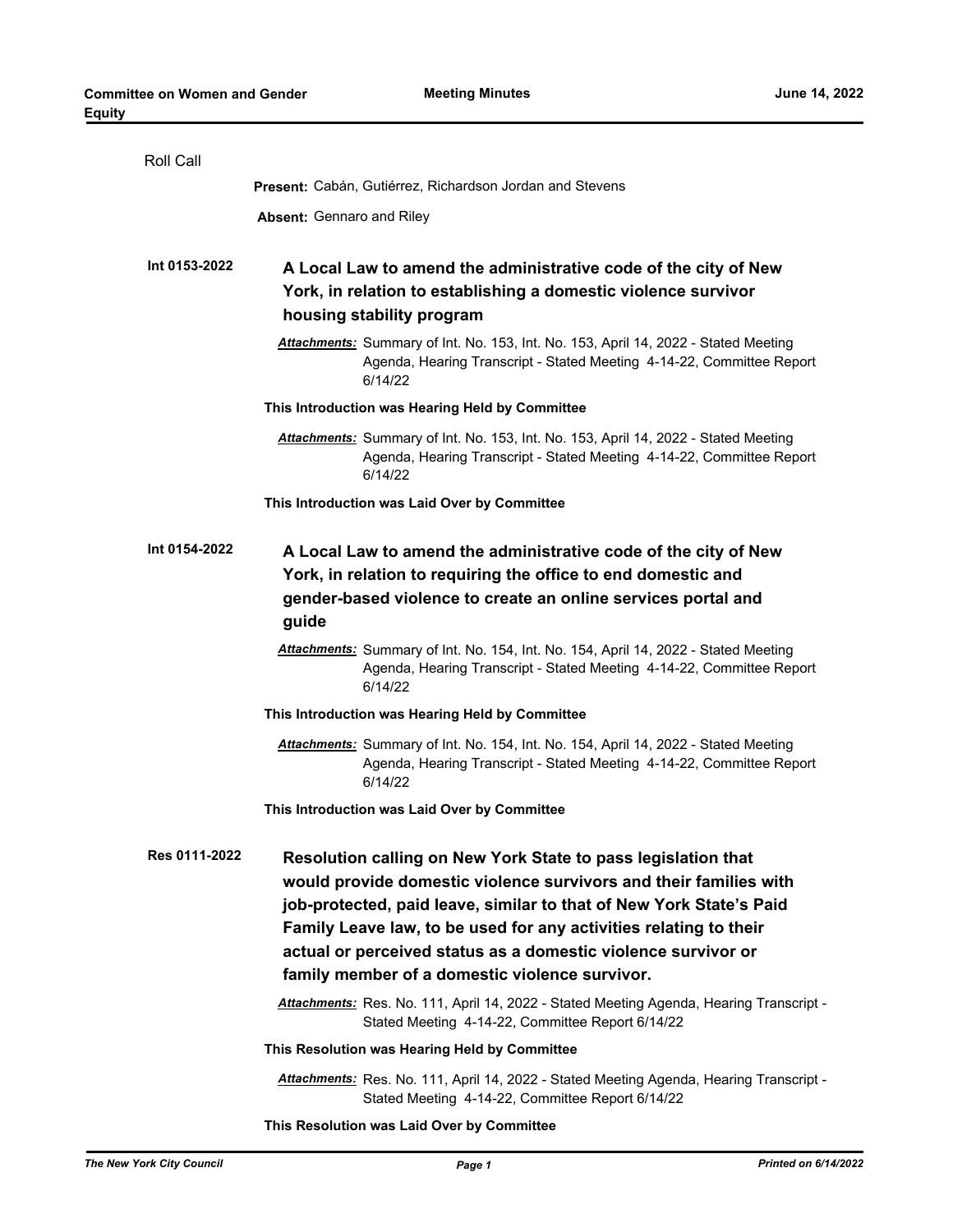Roll Call

**Present:** Cabán, Gutiérrez, Richardson Jordan and Stevens

**Absent:** Gennaro and Riley

**Int 0153-2022**

## A Local Law to amend the administrative code of the city of New York, in relation to establishing a domestic violence survivor housing stability program

***Attachments:*** Summary of Int. No. 153, Int. No. 153, April 14, 2022 - Stated Meeting Agenda, Hearing Transcript - Stated Meeting 4-14-22, Committee Report 6/14/22

**This Introduction was Hearing Held by Committee**

***Attachments:*** Summary of Int. No. 153, Int. No. 153, April 14, 2022 - Stated Meeting Agenda, Hearing Transcript - Stated Meeting 4-14-22, Committee Report 6/14/22

**This Introduction was Laid Over by Committee**

**Int 0154-2022**

## A Local Law to amend the administrative code of the city of New York, in relation to requiring the office to end domestic and gender-based violence to create an online services portal and guide

***Attachments:*** Summary of Int. No. 154, Int. No. 154, April 14, 2022 - Stated Meeting Agenda, Hearing Transcript - Stated Meeting 4-14-22, Committee Report 6/14/22

**This Introduction was Hearing Held by Committee**

***Attachments:*** Summary of Int. No. 154, Int. No. 154, April 14, 2022 - Stated Meeting Agenda, Hearing Transcript - Stated Meeting 4-14-22, Committee Report 6/14/22

**This Introduction was Laid Over by Committee**

**Res 0111-2022**

## Resolution calling on New York State to pass legislation that would provide domestic violence survivors and their families with job-protected, paid leave, similar to that of New York State's Paid Family Leave law, to be used for any activities relating to their actual or perceived status as a domestic violence survivor or family member of a domestic violence survivor.

***Attachments:*** Res. No. 111, April 14, 2022 - Stated Meeting Agenda, Hearing Transcript - Stated Meeting 4-14-22, Committee Report 6/14/22

**This Resolution was Hearing Held by Committee**

***Attachments:*** Res. No. 111, April 14, 2022 - Stated Meeting Agenda, Hearing Transcript - Stated Meeting 4-14-22, Committee Report 6/14/22

**This Resolution was Laid Over by Committee**